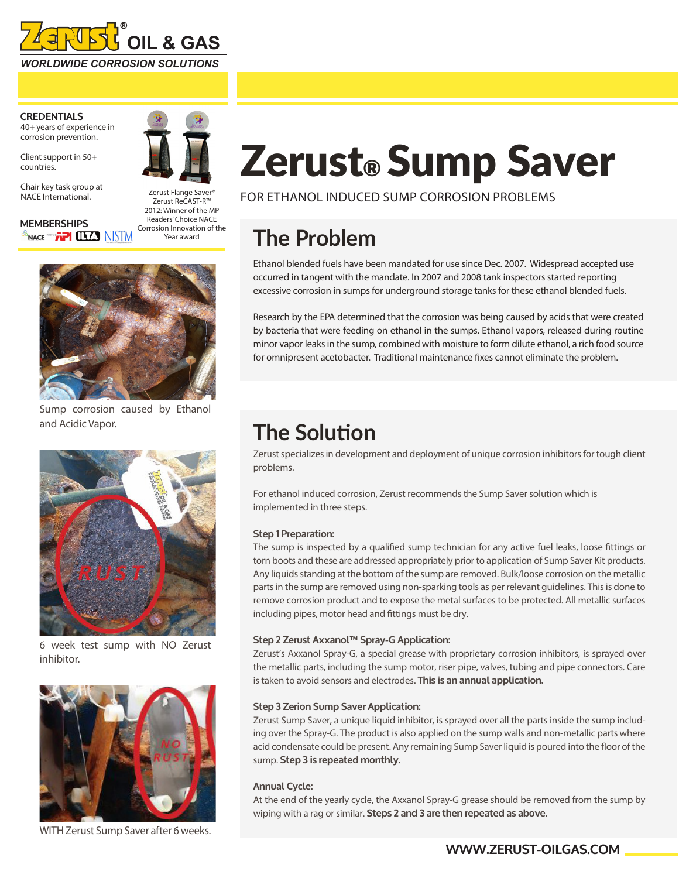Zerust® OIL & GAS

*WORLDWIDE CORROSION SOLUTIONS*

**CREDENTIALS**

40+ years of experience in corrosion prevention.

Client support in 50+ countries.

Chair key task group at NACE International.

Zerust Flange Saver® Zerust ReCAST-R™ 2012: Winner of the MP Readers' Choice NACE Corrosion Innovation of the Year award

**MEMBERSHIPS**

NACE API ILTA NISTM

Sump corrosion caused by Ethanol and Acidic Vapor.

6 week test sump with NO Zerust inhibitor.

WITH Zerust Sump Saver after 6 weeks.

# Zerust® Sump Saver

FOR ETHANOL INDUCED SUMP CORROSION PROBLEMS

## The Problem

Ethanol blended fuels have been mandated for use since Dec. 2007. Widespread accepted use occurred in tangent with the mandate. In 2007 and 2008 tank inspectors started reporting excessive corrosion in sumps for underground storage tanks for these ethanol blended fuels.

Research by the EPA determined that the corrosion was being caused by acids that were created by bacteria that were feeding on ethanol in the sumps. Ethanol vapors, released during routine minor vapor leaks in the sump, combined with moisture to form dilute ethanol, a rich food source for omnipresent acetobacter. Traditional maintenance fixes cannot eliminate the problem.

## The Solution

Zerust specializes in development and deployment of unique corrosion inhibitors for tough client problems.

For ethanol induced corrosion, Zerust recommends the Sump Saver solution which is implemented in three steps.

**Step 1 Preparation:**

The sump is inspected by a qualified sump technician for any active fuel leaks, loose fittings or torn boots and these are addressed appropriately prior to application of Sump Saver Kit products. Any liquids standing at the bottom of the sump are removed. Bulk/loose corrosion on the metallic parts in the sump are removed using non-sparking tools as per relevant guidelines. This is done to remove corrosion product and to expose the metal surfaces to be protected. All metallic surfaces including pipes, motor head and fittings must be dry.

**Step 2 Zerust Axxanol™ Spray-G Application:**

Zerust's Axxanol Spray-G, a special grease with proprietary corrosion inhibitors, is sprayed over the metallic parts, including the sump motor, riser pipe, valves, tubing and pipe connectors. Care is taken to avoid sensors and electrodes. **This is an annual application.**

**Step 3 Zerion Sump Saver Application:**

Zerust Sump Saver, a unique liquid inhibitor, is sprayed over all the parts inside the sump including over the Spray-G. The product is also applied on the sump walls and non-metallic parts where acid condensate could be present. Any remaining Sump Saver liquid is poured into the floor of the sump. **Step 3 is repeated monthly.**

**Annual Cycle:**

At the end of the yearly cycle, the Axxanol Spray-G grease should be removed from the sump by wiping with a rag or similar. **Steps 2 and 3 are then repeated as above.**

**WWW.ZERUST-OILGAS.COM**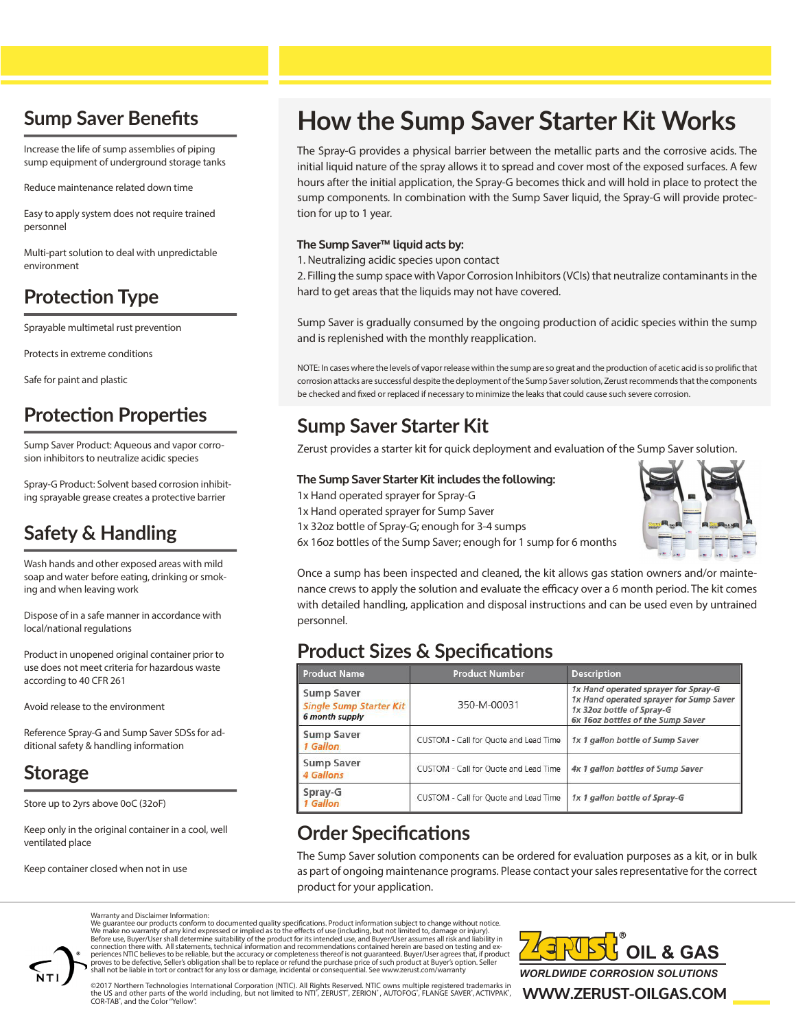## Sump Saver Benefits

Increase the life of sump assemblies of piping sump equipment of underground storage tanks

Reduce maintenance related down time

Easy to apply system does not require trained personnel

Multi-part solution to deal with unpredictable environment

## Protection Type

Sprayable multimetal rust prevention

Protects in extreme conditions

Safe for paint and plastic

## Protection Properties

Sump Saver Product: Aqueous and vapor corrosion inhibitors to neutralize acidic species

Spray-G Product: Solvent based corrosion inhibiting sprayable grease creates a protective barrier

## Safety & Handling

Wash hands and other exposed areas with mild soap and water before eating, drinking or smoking and when leaving work

Dispose of in a safe manner in accordance with local/national regulations

Product in unopened original container prior to use does not meet criteria for hazardous waste according to 40 CFR 261

Avoid release to the environment

Reference Spray-G and Sump Saver SDSs for additional safety & handling information

## Storage

Store up to 2yrs above 0oC (32oF)

Keep only in the original container in a cool, well ventilated place

Keep container closed when not in use

# How the Sump Saver Starter Kit Works

The Spray-G provides a physical barrier between the metallic parts and the corrosive acids. The initial liquid nature of the spray allows it to spread and cover most of the exposed surfaces. A few hours after the initial application, the Spray-G becomes thick and will hold in place to protect the sump components. In combination with the Sump Saver liquid, the Spray-G will provide protection for up to 1 year.

**The Sump Saver™ liquid acts by:**

1. Neutralizing acidic species upon contact
2. Filling the sump space with Vapor Corrosion Inhibitors (VCIs) that neutralize contaminants in the hard to get areas that the liquids may not have covered.

Sump Saver is gradually consumed by the ongoing production of acidic species within the sump and is replenished with the monthly reapplication.

NOTE: In cases where the levels of vapor release within the sump are so great and the production of acetic acid is so prolific that corrosion attacks are successful despite the deployment of the Sump Saver solution, Zerust recommends that the components be checked and fixed or replaced if necessary to minimize the leaks that could cause such severe corrosion.

## Sump Saver Starter Kit

Zerust provides a starter kit for quick deployment and evaluation of the Sump Saver solution.

**The Sump Saver Starter Kit includes the following:**

1x Hand operated sprayer for Spray-G
1x Hand operated sprayer for Sump Saver
1x 32oz bottle of Spray-G; enough for 3-4 sumps
6x 16oz bottles of the Sump Saver; enough for 1 sump for 6 months

Once a sump has been inspected and cleaned, the kit allows gas station owners and/or maintenance crews to apply the solution and evaluate the efficacy over a 6 month period. The kit comes with detailed handling, application and disposal instructions and can be used even by untrained personnel.

## Product Sizes & Specifications

| Product Name | Product Number | Description |
|---|---|---|
| Sump Saver *Single Sump Starter Kit* *6 month supply* | 350-M-00031 | *1x Hand operated sprayer for Spray-G* *1x Hand operated sprayer for Sump Saver* *1x 32oz bottle of Spray-G* *6x 16oz bottles of the Sump Saver* |
| Sump Saver *1 Gallon* | CUSTOM - Call for Quote and Lead Time | *1x 1 gallon bottle of Sump Saver* |
| Sump Saver *4 Gallons* | CUSTOM - Call for Quote and Lead Time | *4x 1 gallon bottles of Sump Saver* |
| Spray-G *1 Gallon* | CUSTOM - Call for Quote and Lead Time | *1x 1 gallon bottle of Spray-G* |

## Order Specifications

The Sump Saver solution components can be ordered for evaluation purposes as a kit, or in bulk as part of ongoing maintenance programs. Please contact your sales representative for the correct product for your application.

Warranty and Disclaimer Information:
We guarantee our products conform to documented quality specifications. Product information subject to change without notice. We make no warranty of any kind expressed or implied as to the effects of use (including, but not limited to, damage or injury). Before use, Buyer/User shall determine suitability of the product for its intended use, and Buyer/User assumes all risk and liability in connection there with. All statements, technical information and recommendations contained herein are based on testing and experiences NTIC believes to be reliable, but the accuracy or completeness thereof is not guaranteed. Buyer/User agrees that, if product proves to be defective, Seller's obligation shall be to replace or refund the purchase price of such product at Buyer's option. Seller shall not be liable in tort or contract for any loss or damage, incidental or consequential. See www.zerust.com/warranty

©2017 Northern Technologies International Corporation (NTIC). All Rights Reserved. NTIC owns multiple registered trademarks in the US and other parts of the world including, but not limited to NTI®, ZERUST®, ZERION®, AUTOFOG®, FLANGE SAVER®, ACTIVPAK®, COR-TAB®, and the Color "Yellow".

Zerust® OIL & GAS
WORLDWIDE CORROSION SOLUTIONS
WWW.ZERUST-OILGAS.COM